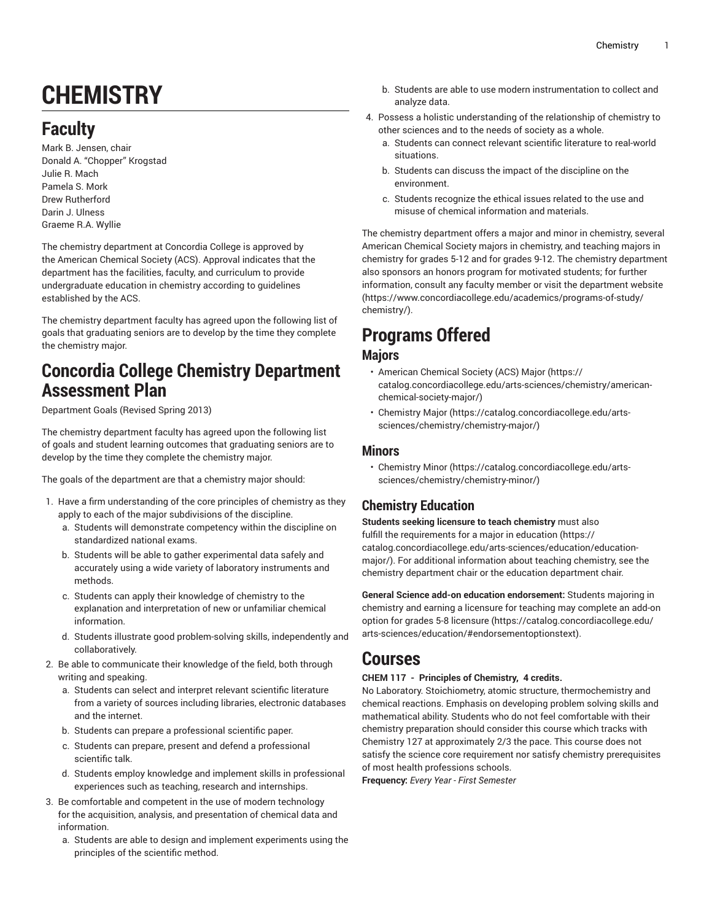# CHEMISTRY

## Faculty

Mark B. Jensen, chair
Donald A. "Chopper" Krogstad
Julie R. Mach
Pamela S. Mork
Drew Rutherford
Darin J. Ulness
Graeme R.A. Wyllie

The chemistry department at Concordia College is approved by the American Chemical Society (ACS). Approval indicates that the department has the facilities, faculty, and curriculum to provide undergraduate education in chemistry according to guidelines established by the ACS.

The chemistry department faculty has agreed upon the following list of goals that graduating seniors are to develop by the time they complete the chemistry major.

## Concordia College Chemistry Department Assessment Plan

Department Goals (Revised Spring 2013)

The chemistry department faculty has agreed upon the following list of goals and student learning outcomes that graduating seniors are to develop by the time they complete the chemistry major.

The goals of the department are that a chemistry major should:

1. Have a firm understanding of the core principles of chemistry as they apply to each of the major subdivisions of the discipline.
   a. Students will demonstrate competency within the discipline on standardized national exams.
   b. Students will be able to gather experimental data safely and accurately using a wide variety of laboratory instruments and methods.
   c. Students can apply their knowledge of chemistry to the explanation and interpretation of new or unfamiliar chemical information.
   d. Students illustrate good problem-solving skills, independently and collaboratively.
2. Be able to communicate their knowledge of the field, both through writing and speaking.
   a. Students can select and interpret relevant scientific literature from a variety of sources including libraries, electronic databases and the internet.
   b. Students can prepare a professional scientific paper.
   c. Students can prepare, present and defend a professional scientific talk.
   d. Students employ knowledge and implement skills in professional experiences such as teaching, research and internships.
3. Be comfortable and competent in the use of modern technology for the acquisition, analysis, and presentation of chemical data and information.
   a. Students are able to design and implement experiments using the principles of the scientific method.
   b. Students are able to use modern instrumentation to collect and analyze data.
4. Possess a holistic understanding of the relationship of chemistry to other sciences and to the needs of society as a whole.
   a. Students can connect relevant scientific literature to real-world situations.
   b. Students can discuss the impact of the discipline on the environment.
   c. Students recognize the ethical issues related to the use and misuse of chemical information and materials.

The chemistry department offers a major and minor in chemistry, several American Chemical Society majors in chemistry, and teaching majors in chemistry for grades 5-12 and for grades 9-12. The chemistry department also sponsors an honors program for motivated students; for further information, consult any faculty member or visit the department website (https://www.concordiacollege.edu/academics/programs-of-study/chemistry/).

## Programs Offered

### Majors

- American Chemical Society (ACS) Major (https://catalog.concordiacollege.edu/arts-sciences/chemistry/american-chemical-society-major/)
- Chemistry Major (https://catalog.concordiacollege.edu/arts-sciences/chemistry/chemistry-major/)

### Minors

- Chemistry Minor (https://catalog.concordiacollege.edu/arts-sciences/chemistry/chemistry-minor/)

### Chemistry Education

**Students seeking licensure to teach chemistry** must also fulfill the requirements for a major in education (https://catalog.concordiacollege.edu/arts-sciences/education/education-major/). For additional information about teaching chemistry, see the chemistry department chair or the education department chair.

**General Science add-on education endorsement:** Students majoring in chemistry and earning a licensure for teaching may complete an add-on option for grades 5-8 licensure (https://catalog.concordiacollege.edu/arts-sciences/education/#endorsementoptionstext).

## Courses

**CHEM 117 - Principles of Chemistry, 4 credits.**
No Laboratory. Stoichiometry, atomic structure, thermochemistry and chemical reactions. Emphasis on developing problem solving skills and mathematical ability. Students who do not feel comfortable with their chemistry preparation should consider this course which tracks with Chemistry 127 at approximately 2/3 the pace. This course does not satisfy the science core requirement nor satisfy chemistry prerequisites of most health professions schools.
**Frequency:** *Every Year - First Semester*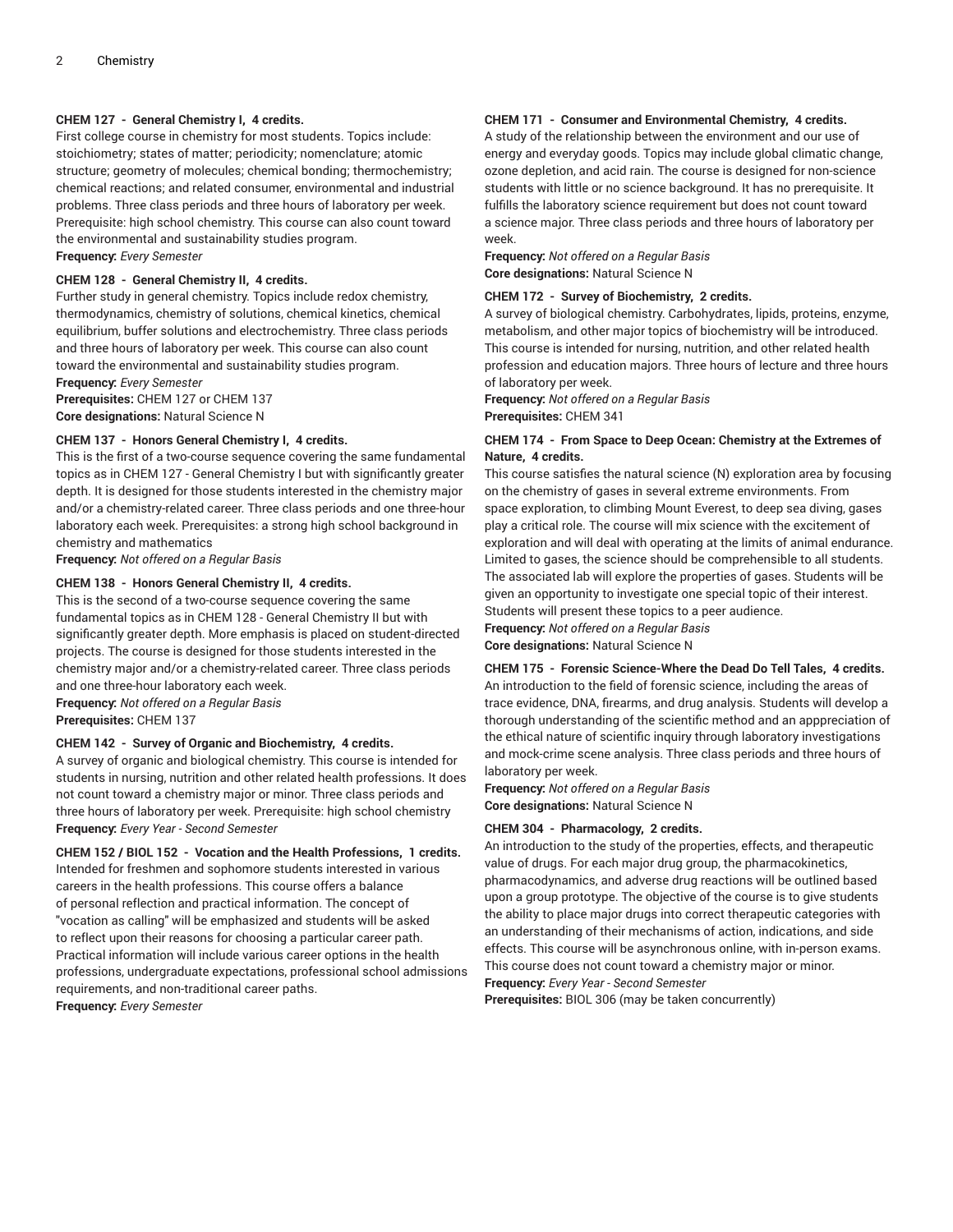**CHEM 127 - General Chemistry I, 4 credits.**
First college course in chemistry for most students. Topics include: stoichiometry; states of matter; periodicity; nomenclature; atomic structure; geometry of molecules; chemical bonding; thermochemistry; chemical reactions; and related consumer, environmental and industrial problems. Three class periods and three hours of laboratory per week. Prerequisite: high school chemistry. This course can also count toward the environmental and sustainability studies program.
**Frequency:** *Every Semester*

**CHEM 128 - General Chemistry II, 4 credits.**
Further study in general chemistry. Topics include redox chemistry, thermodynamics, chemistry of solutions, chemical kinetics, chemical equilibrium, buffer solutions and electrochemistry. Three class periods and three hours of laboratory per week. This course can also count toward the environmental and sustainability studies program.
**Frequency:** *Every Semester*
**Prerequisites:** CHEM 127 or CHEM 137
**Core designations:** Natural Science N

**CHEM 137 - Honors General Chemistry I, 4 credits.**
This is the first of a two-course sequence covering the same fundamental topics as in CHEM 127 - General Chemistry I but with significantly greater depth. It is designed for those students interested in the chemistry major and/or a chemistry-related career. Three class periods and one three-hour laboratory each week. Prerequisites: a strong high school background in chemistry and mathematics
**Frequency:** *Not offered on a Regular Basis*

**CHEM 138 - Honors General Chemistry II, 4 credits.**
This is the second of a two-course sequence covering the same fundamental topics as in CHEM 128 - General Chemistry II but with significantly greater depth. More emphasis is placed on student-directed projects. The course is designed for those students interested in the chemistry major and/or a chemistry-related career. Three class periods and one three-hour laboratory each week.
**Frequency:** *Not offered on a Regular Basis*
**Prerequisites:** CHEM 137

**CHEM 142 - Survey of Organic and Biochemistry, 4 credits.**
A survey of organic and biological chemistry. This course is intended for students in nursing, nutrition and other related health professions. It does not count toward a chemistry major or minor. Three class periods and three hours of laboratory per week. Prerequisite: high school chemistry
**Frequency:** *Every Year - Second Semester*

**CHEM 152 / BIOL 152 - Vocation and the Health Professions, 1 credits.**
Intended for freshmen and sophomore students interested in various careers in the health professions. This course offers a balance of personal reflection and practical information. The concept of "vocation as calling" will be emphasized and students will be asked to reflect upon their reasons for choosing a particular career path. Practical information will include various career options in the health professions, undergraduate expectations, professional school admissions requirements, and non-traditional career paths.
**Frequency:** *Every Semester*

**CHEM 171 - Consumer and Environmental Chemistry, 4 credits.**
A study of the relationship between the environment and our use of energy and everyday goods. Topics may include global climatic change, ozone depletion, and acid rain. The course is designed for non-science students with little or no science background. It has no prerequisite. It fulfills the laboratory science requirement but does not count toward a science major. Three class periods and three hours of laboratory per week.
**Frequency:** *Not offered on a Regular Basis*
**Core designations:** Natural Science N

**CHEM 172 - Survey of Biochemistry, 2 credits.**
A survey of biological chemistry. Carbohydrates, lipids, proteins, enzyme, metabolism, and other major topics of biochemistry will be introduced. This course is intended for nursing, nutrition, and other related health profession and education majors. Three hours of lecture and three hours of laboratory per week.
**Frequency:** *Not offered on a Regular Basis*
**Prerequisites:** CHEM 341

**CHEM 174 - From Space to Deep Ocean: Chemistry at the Extremes of Nature, 4 credits.**
This course satisfies the natural science (N) exploration area by focusing on the chemistry of gases in several extreme environments. From space exploration, to climbing Mount Everest, to deep sea diving, gases play a critical role. The course will mix science with the excitement of exploration and will deal with operating at the limits of animal endurance. Limited to gases, the science should be comprehensible to all students. The associated lab will explore the properties of gases. Students will be given an opportunity to investigate one special topic of their interest. Students will present these topics to a peer audience.
**Frequency:** *Not offered on a Regular Basis*
**Core designations:** Natural Science N

**CHEM 175 - Forensic Science-Where the Dead Do Tell Tales, 4 credits.**
An introduction to the field of forensic science, including the areas of trace evidence, DNA, firearms, and drug analysis. Students will develop a thorough understanding of the scientific method and an apppreciation of the ethical nature of scientific inquiry through laboratory investigations and mock-crime scene analysis. Three class periods and three hours of laboratory per week.
**Frequency:** *Not offered on a Regular Basis*
**Core designations:** Natural Science N

**CHEM 304 - Pharmacology, 2 credits.**
An introduction to the study of the properties, effects, and therapeutic value of drugs. For each major drug group, the pharmacokinetics, pharmacodynamics, and adverse drug reactions will be outlined based upon a group prototype. The objective of the course is to give students the ability to place major drugs into correct therapeutic categories with an understanding of their mechanisms of action, indications, and side effects. This course will be asynchronous online, with in-person exams. This course does not count toward a chemistry major or minor.
**Frequency:** *Every Year - Second Semester*
**Prerequisites:** BIOL 306 (may be taken concurrently)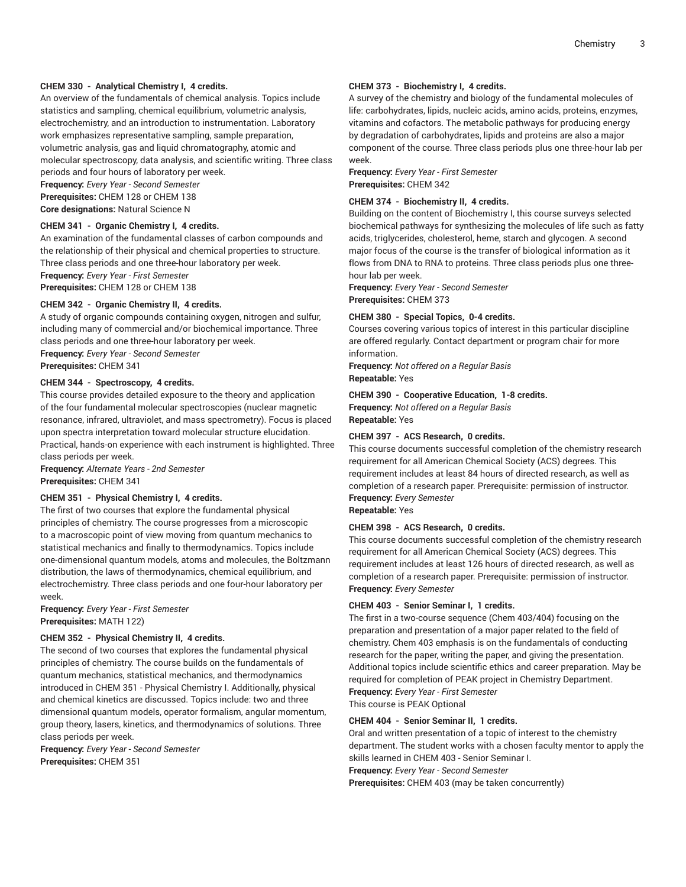**CHEM 330 - Analytical Chemistry I, 4 credits.**
An overview of the fundamentals of chemical analysis. Topics include statistics and sampling, chemical equilibrium, volumetric analysis, electrochemistry, and an introduction to instrumentation. Laboratory work emphasizes representative sampling, sample preparation, volumetric analysis, gas and liquid chromatography, atomic and molecular spectroscopy, data analysis, and scientific writing. Three class periods and four hours of laboratory per week.
**Frequency:** *Every Year - Second Semester*
**Prerequisites:** CHEM 128 or CHEM 138
**Core designations:** Natural Science N

**CHEM 341 - Organic Chemistry I, 4 credits.**
An examination of the fundamental classes of carbon compounds and the relationship of their physical and chemical properties to structure. Three class periods and one three-hour laboratory per week.
**Frequency:** *Every Year - First Semester*
**Prerequisites:** CHEM 128 or CHEM 138

**CHEM 342 - Organic Chemistry II, 4 credits.**
A study of organic compounds containing oxygen, nitrogen and sulfur, including many of commercial and/or biochemical importance. Three class periods and one three-hour laboratory per week.
**Frequency:** *Every Year - Second Semester*
**Prerequisites:** CHEM 341

**CHEM 344 - Spectroscopy, 4 credits.**
This course provides detailed exposure to the theory and application of the four fundamental molecular spectroscopies (nuclear magnetic resonance, infrared, ultraviolet, and mass spectrometry). Focus is placed upon spectra interpretation toward molecular structure elucidation. Practical, hands-on experience with each instrument is highlighted. Three class periods per week.
**Frequency:** *Alternate Years - 2nd Semester*
**Prerequisites:** CHEM 341

**CHEM 351 - Physical Chemistry I, 4 credits.**
The first of two courses that explore the fundamental physical principles of chemistry. The course progresses from a microscopic to a macroscopic point of view moving from quantum mechanics to statistical mechanics and finally to thermodynamics. Topics include one-dimensional quantum models, atoms and molecules, the Boltzmann distribution, the laws of thermodynamics, chemical equilibrium, and electrochemistry. Three class periods and one four-hour laboratory per week.
**Frequency:** *Every Year - First Semester*
**Prerequisites:** MATH 122)

**CHEM 352 - Physical Chemistry II, 4 credits.**
The second of two courses that explores the fundamental physical principles of chemistry. The course builds on the fundamentals of quantum mechanics, statistical mechanics, and thermodynamics introduced in CHEM 351 - Physical Chemistry I. Additionally, physical and chemical kinetics are discussed. Topics include: two and three dimensional quantum models, operator formalism, angular momentum, group theory, lasers, kinetics, and thermodynamics of solutions. Three class periods per week.
**Frequency:** *Every Year - Second Semester*
**Prerequisites:** CHEM 351

**CHEM 373 - Biochemistry I, 4 credits.**
A survey of the chemistry and biology of the fundamental molecules of life: carbohydrates, lipids, nucleic acids, amino acids, proteins, enzymes, vitamins and cofactors. The metabolic pathways for producing energy by degradation of carbohydrates, lipids and proteins are also a major component of the course. Three class periods plus one three-hour lab per week.
**Frequency:** *Every Year - First Semester*
**Prerequisites:** CHEM 342

**CHEM 374 - Biochemistry II, 4 credits.**
Building on the content of Biochemistry I, this course surveys selected biochemical pathways for synthesizing the molecules of life such as fatty acids, triglycerides, cholesterol, heme, starch and glycogen. A second major focus of the course is the transfer of biological information as it flows from DNA to RNA to proteins. Three class periods plus one three-hour lab per week.
**Frequency:** *Every Year - Second Semester*
**Prerequisites:** CHEM 373

**CHEM 380 - Special Topics, 0-4 credits.**
Courses covering various topics of interest in this particular discipline are offered regularly. Contact department or program chair for more information.
**Frequency:** *Not offered on a Regular Basis*
**Repeatable:** Yes

**CHEM 390 - Cooperative Education, 1-8 credits.**
**Frequency:** *Not offered on a Regular Basis*
**Repeatable:** Yes

**CHEM 397 - ACS Research, 0 credits.**
This course documents successful completion of the chemistry research requirement for all American Chemical Society (ACS) degrees. This requirement includes at least 84 hours of directed research, as well as completion of a research paper. Prerequisite: permission of instructor.
**Frequency:** *Every Semester*
**Repeatable:** Yes

**CHEM 398 - ACS Research, 0 credits.**
This course documents successful completion of the chemistry research requirement for all American Chemical Society (ACS) degrees. This requirement includes at least 126 hours of directed research, as well as completion of a research paper. Prerequisite: permission of instructor.
**Frequency:** *Every Semester*

**CHEM 403 - Senior Seminar I, 1 credits.**
The first in a two-course sequence (Chem 403/404) focusing on the preparation and presentation of a major paper related to the field of chemistry. Chem 403 emphasis is on the fundamentals of conducting research for the paper, writing the paper, and giving the presentation. Additional topics include scientific ethics and career preparation. May be required for completion of PEAK project in Chemistry Department.
**Frequency:** *Every Year - First Semester*
This course is PEAK Optional

**CHEM 404 - Senior Seminar II, 1 credits.**
Oral and written presentation of a topic of interest to the chemistry department. The student works with a chosen faculty mentor to apply the skills learned in CHEM 403 - Senior Seminar I.
**Frequency:** *Every Year - Second Semester*
**Prerequisites:** CHEM 403 (may be taken concurrently)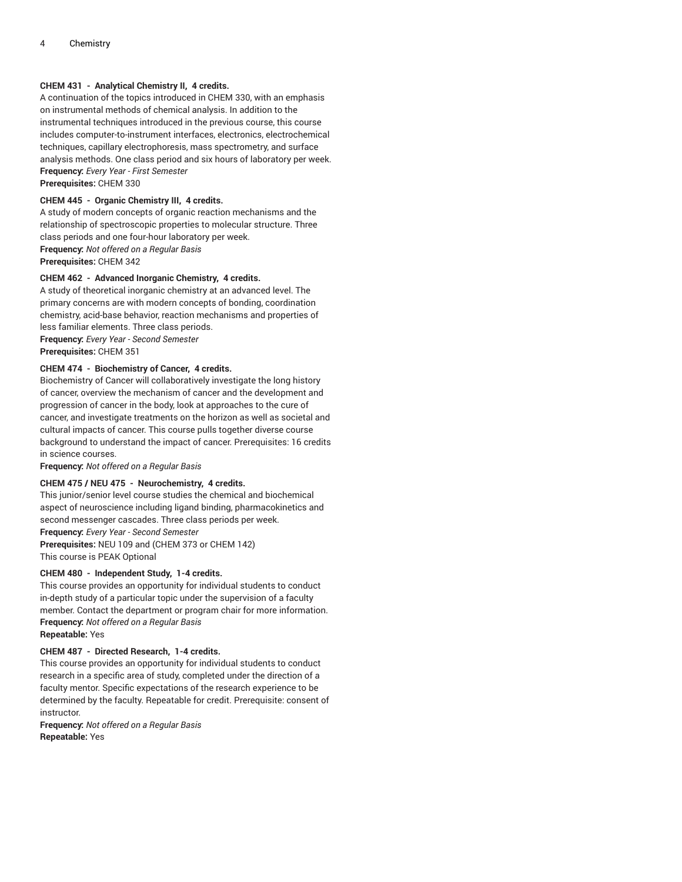**CHEM 431 - Analytical Chemistry II, 4 credits.**
A continuation of the topics introduced in CHEM 330, with an emphasis on instrumental methods of chemical analysis. In addition to the instrumental techniques introduced in the previous course, this course includes computer-to-instrument interfaces, electronics, electrochemical techniques, capillary electrophoresis, mass spectrometry, and surface analysis methods. One class period and six hours of laboratory per week.
**Frequency:** *Every Year - First Semester*
**Prerequisites:** CHEM 330

**CHEM 445 - Organic Chemistry III, 4 credits.**
A study of modern concepts of organic reaction mechanisms and the relationship of spectroscopic properties to molecular structure. Three class periods and one four-hour laboratory per week.
**Frequency:** *Not offered on a Regular Basis*
**Prerequisites:** CHEM 342

**CHEM 462 - Advanced Inorganic Chemistry, 4 credits.**
A study of theoretical inorganic chemistry at an advanced level. The primary concerns are with modern concepts of bonding, coordination chemistry, acid-base behavior, reaction mechanisms and properties of less familiar elements. Three class periods.
**Frequency:** *Every Year - Second Semester*
**Prerequisites:** CHEM 351

**CHEM 474 - Biochemistry of Cancer, 4 credits.**
Biochemistry of Cancer will collaboratively investigate the long history of cancer, overview the mechanism of cancer and the development and progression of cancer in the body, look at approaches to the cure of cancer, and investigate treatments on the horizon as well as societal and cultural impacts of cancer. This course pulls together diverse course background to understand the impact of cancer. Prerequisites: 16 credits in science courses.
**Frequency:** *Not offered on a Regular Basis*

**CHEM 475 / NEU 475 - Neurochemistry, 4 credits.**
This junior/senior level course studies the chemical and biochemical aspect of neuroscience including ligand binding, pharmacokinetics and second messenger cascades. Three class periods per week.
**Frequency:** *Every Year - Second Semester*
**Prerequisites:** NEU 109 and (CHEM 373 or CHEM 142)
This course is PEAK Optional

**CHEM 480 - Independent Study, 1-4 credits.**
This course provides an opportunity for individual students to conduct in-depth study of a particular topic under the supervision of a faculty member. Contact the department or program chair for more information.
**Frequency:** *Not offered on a Regular Basis*
**Repeatable:** Yes

**CHEM 487 - Directed Research, 1-4 credits.**
This course provides an opportunity for individual students to conduct research in a specific area of study, completed under the direction of a faculty mentor. Specific expectations of the research experience to be determined by the faculty. Repeatable for credit. Prerequisite: consent of instructor.
**Frequency:** *Not offered on a Regular Basis*
**Repeatable:** Yes